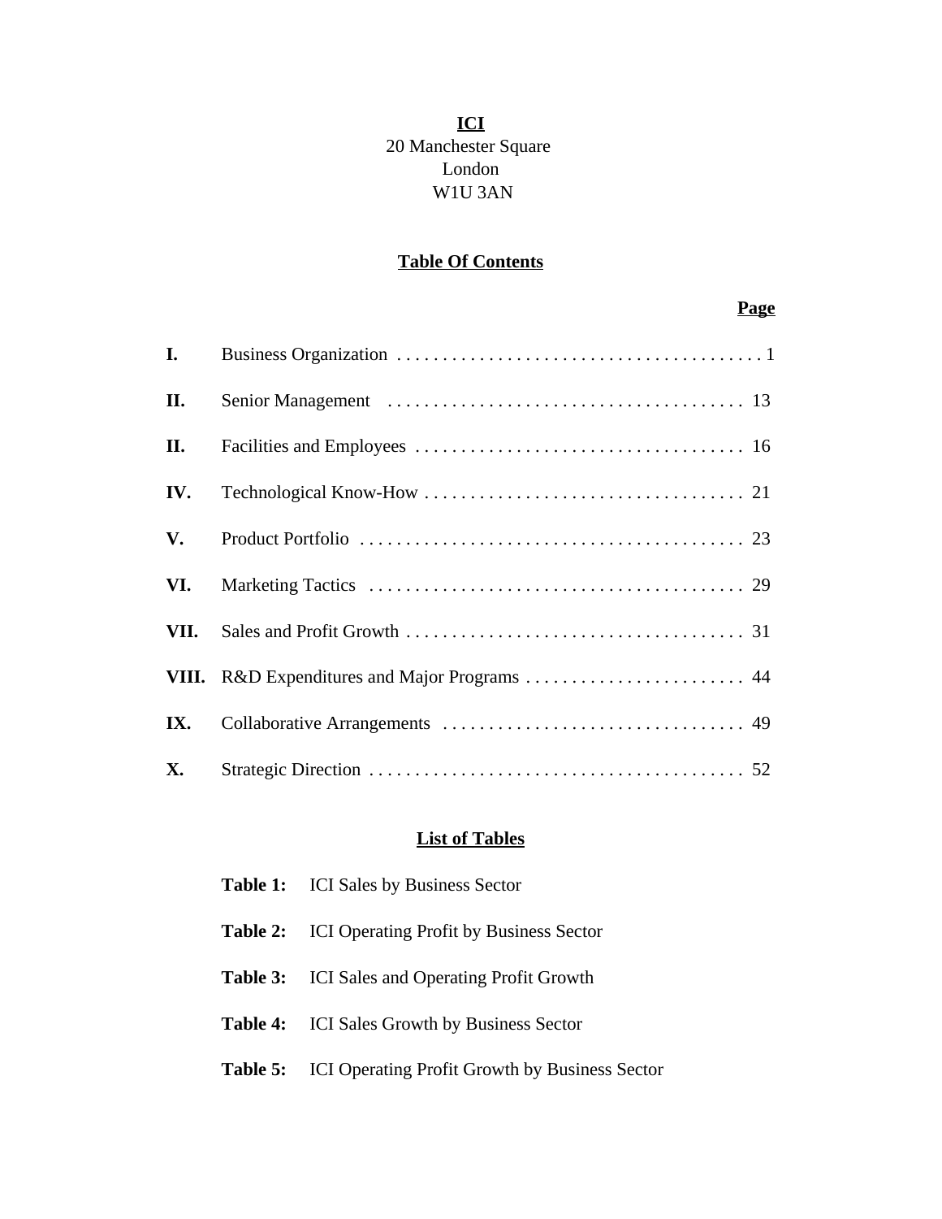# ICI

20 Manchester Square
London
W1U 3AN

## Table Of Contents

| | | Page |
|---|---|---|
| **I.** | Business Organization | 1 |
| **II.** | Senior Management | 13 |
| **II.** | Facilities and Employees | 16 |
| **IV.** | Technological Know-How | 21 |
| **V.** | Product Portfolio | 23 |
| **VI.** | Marketing Tactics | 29 |
| **VII.** | Sales and Profit Growth | 31 |
| **VIII.** | R&D Expenditures and Major Programs | 44 |
| **IX.** | Collaborative Arrangements | 49 |
| **X.** | Strategic Direction | 52 |

## List of Tables

**Table 1:** ICI Sales by Business Sector

**Table 2:** ICI Operating Profit by Business Sector

**Table 3:** ICI Sales and Operating Profit Growth

**Table 4:** ICI Sales Growth by Business Sector

**Table 5:** ICI Operating Profit Growth by Business Sector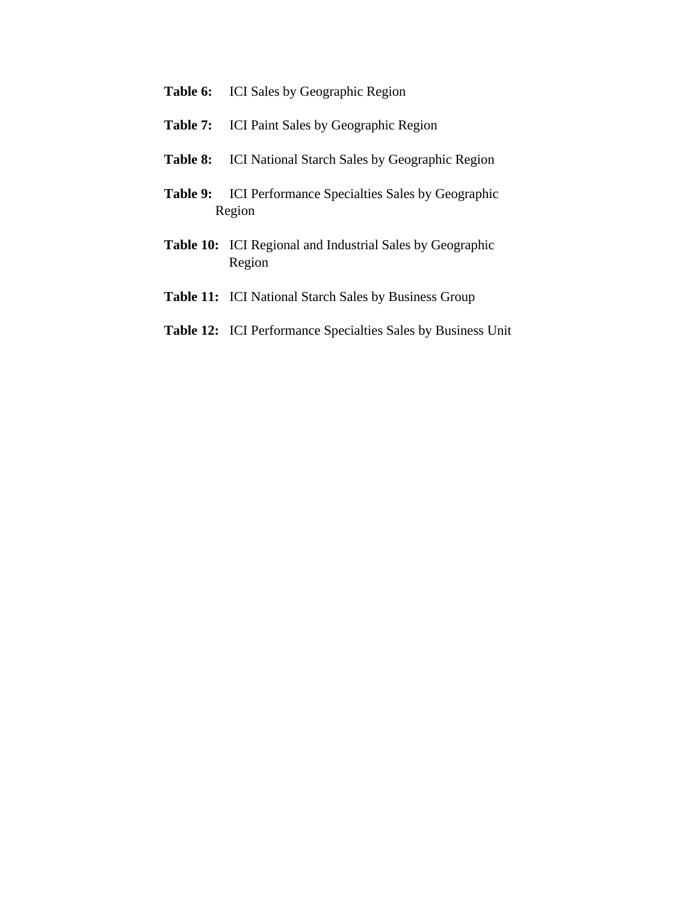**Table 6:** ICI Sales by Geographic Region

**Table 7:** ICI Paint Sales by Geographic Region

**Table 8:** ICI National Starch Sales by Geographic Region

**Table 9:** ICI Performance Specialties Sales by Geographic Region

**Table 10:** ICI Regional and Industrial Sales by Geographic Region

**Table 11:** ICI National Starch Sales by Business Group

**Table 12:** ICI Performance Specialties Sales by Business Unit